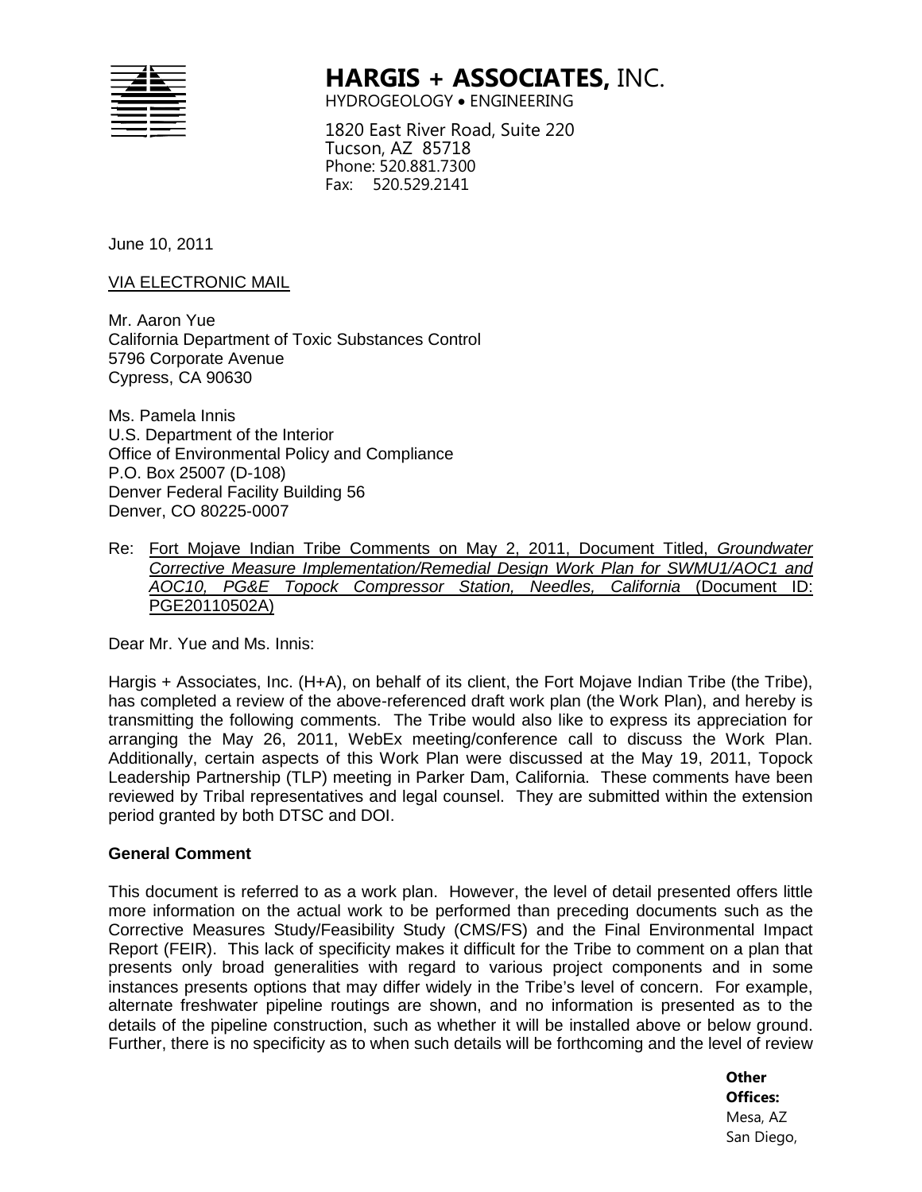# HARGIS + ASSOCIATES, INC.

HYDROGEOLOGY • ENGINEERING

1820 East River Road, Suite 220
Tucson, AZ 85718
Phone: 520.881.7300
Fax: 520.529.2141

June 10, 2011

VIA ELECTRONIC MAIL

Mr. Aaron Yue
California Department of Toxic Substances Control
5796 Corporate Avenue
Cypress, CA 90630

Ms. Pamela Innis
U.S. Department of the Interior
Office of Environmental Policy and Compliance
P.O. Box 25007 (D-108)
Denver Federal Facility Building 56
Denver, CO 80225-0007

Re: Fort Mojave Indian Tribe Comments on May 2, 2011, Document Titled, *Groundwater Corrective Measure Implementation/Remedial Design Work Plan for SWMU1/AOC1 and AOC10, PG&E Topock Compressor Station, Needles, California* (Document ID: PGE20110502A)

Dear Mr. Yue and Ms. Innis:

Hargis + Associates, Inc. (H+A), on behalf of its client, the Fort Mojave Indian Tribe (the Tribe), has completed a review of the above-referenced draft work plan (the Work Plan), and hereby is transmitting the following comments. The Tribe would also like to express its appreciation for arranging the May 26, 2011, WebEx meeting/conference call to discuss the Work Plan. Additionally, certain aspects of this Work Plan were discussed at the May 19, 2011, Topock Leadership Partnership (TLP) meeting in Parker Dam, California. These comments have been reviewed by Tribal representatives and legal counsel. They are submitted within the extension period granted by both DTSC and DOI.

**General Comment**

This document is referred to as a work plan. However, the level of detail presented offers little more information on the actual work to be performed than preceding documents such as the Corrective Measures Study/Feasibility Study (CMS/FS) and the Final Environmental Impact Report (FEIR). This lack of specificity makes it difficult for the Tribe to comment on a plan that presents only broad generalities with regard to various project components and in some instances presents options that may differ widely in the Tribe's level of concern. For example, alternate freshwater pipeline routings are shown, and no information is presented as to the details of the pipeline construction, such as whether it will be installed above or below ground. Further, there is no specificity as to when such details will be forthcoming and the level of review

**Other Offices:**
Mesa, AZ
San Diego,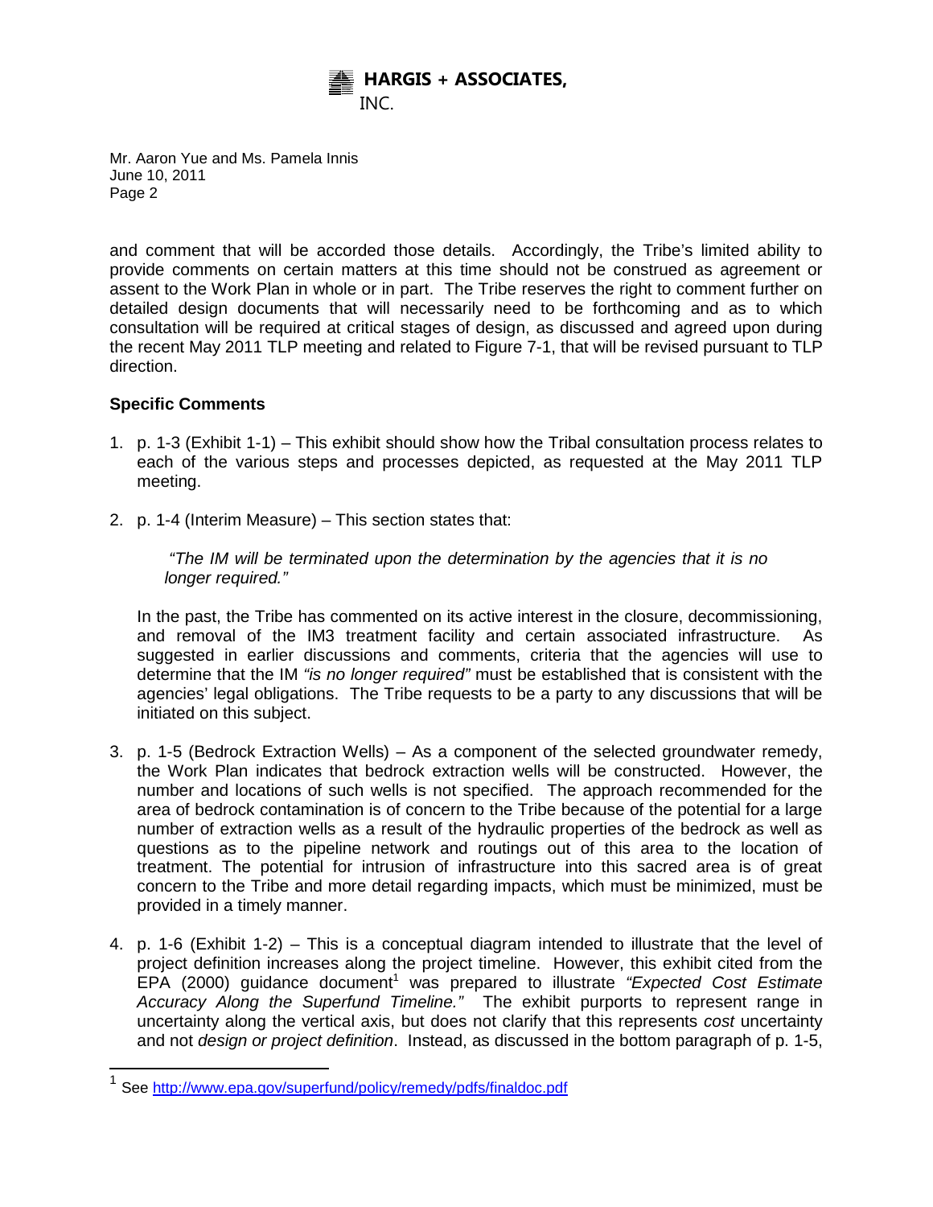and comment that will be accorded those details. Accordingly, the Tribe's limited ability to provide comments on certain matters at this time should not be construed as agreement or assent to the Work Plan in whole or in part. The Tribe reserves the right to comment further on detailed design documents that will necessarily need to be forthcoming and as to which consultation will be required at critical stages of design, as discussed and agreed upon during the recent May 2011 TLP meeting and related to Figure 7-1, that will be revised pursuant to TLP direction.

**Specific Comments**

1. p. 1-3 (Exhibit 1-1) – This exhibit should show how the Tribal consultation process relates to each of the various steps and processes depicted, as requested at the May 2011 TLP meeting.

2. p. 1-4 (Interim Measure) – This section states that:

   *"The IM will be terminated upon the determination by the agencies that it is no longer required."*

   In the past, the Tribe has commented on its active interest in the closure, decommissioning, and removal of the IM3 treatment facility and certain associated infrastructure. As suggested in earlier discussions and comments, criteria that the agencies will use to determine that the IM *"is no longer required"* must be established that is consistent with the agencies' legal obligations. The Tribe requests to be a party to any discussions that will be initiated on this subject.

3. p. 1-5 (Bedrock Extraction Wells) – As a component of the selected groundwater remedy, the Work Plan indicates that bedrock extraction wells will be constructed. However, the number and locations of such wells is not specified. The approach recommended for the area of bedrock contamination is of concern to the Tribe because of the potential for a large number of extraction wells as a result of the hydraulic properties of the bedrock as well as questions as to the pipeline network and routings out of this area to the location of treatment. The potential for intrusion of infrastructure into this sacred area is of great concern to the Tribe and more detail regarding impacts, which must be minimized, must be provided in a timely manner.

4. p. 1-6 (Exhibit 1-2) – This is a conceptual diagram intended to illustrate that the level of project definition increases along the project timeline. However, this exhibit cited from the EPA (2000) guidance document[1] was prepared to illustrate *"Expected Cost Estimate Accuracy Along the Superfund Timeline."* The exhibit purports to represent range in uncertainty along the vertical axis, but does not clarify that this represents *cost* uncertainty and not *design or project definition*. Instead, as discussed in the bottom paragraph of p. 1-5,

[1] See http://www.epa.gov/superfund/policy/remedy/pdfs/finaldoc.pdf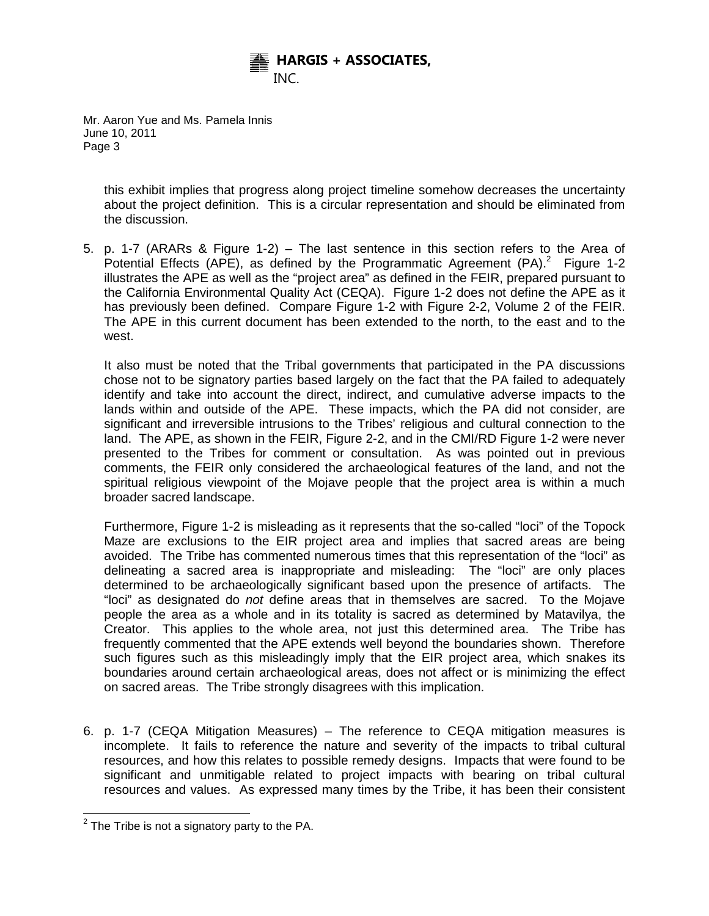this exhibit implies that progress along project timeline somehow decreases the uncertainty about the project definition. This is a circular representation and should be eliminated from the discussion.

5. p. 1-7 (ARARs & Figure 1-2) – The last sentence in this section refers to the Area of Potential Effects (APE), as defined by the Programmatic Agreement (PA).[2] Figure 1-2 illustrates the APE as well as the "project area" as defined in the FEIR, prepared pursuant to the California Environmental Quality Act (CEQA). Figure 1-2 does not define the APE as it has previously been defined. Compare Figure 1-2 with Figure 2-2, Volume 2 of the FEIR. The APE in this current document has been extended to the north, to the east and to the west.

   It also must be noted that the Tribal governments that participated in the PA discussions chose not to be signatory parties based largely on the fact that the PA failed to adequately identify and take into account the direct, indirect, and cumulative adverse impacts to the lands within and outside of the APE. These impacts, which the PA did not consider, are significant and irreversible intrusions to the Tribes' religious and cultural connection to the land. The APE, as shown in the FEIR, Figure 2-2, and in the CMI/RD Figure 1-2 were never presented to the Tribes for comment or consultation. As was pointed out in previous comments, the FEIR only considered the archaeological features of the land, and not the spiritual religious viewpoint of the Mojave people that the project area is within a much broader sacred landscape.

   Furthermore, Figure 1-2 is misleading as it represents that the so-called "loci" of the Topock Maze are exclusions to the EIR project area and implies that sacred areas are being avoided. The Tribe has commented numerous times that this representation of the "loci" as delineating a sacred area is inappropriate and misleading: The "loci" are only places determined to be archaeologically significant based upon the presence of artifacts. The "loci" as designated do *not* define areas that in themselves are sacred. To the Mojave people the area as a whole and in its totality is sacred as determined by Matavilya, the Creator. This applies to the whole area, not just this determined area. The Tribe has frequently commented that the APE extends well beyond the boundaries shown. Therefore such figures such as this misleadingly imply that the EIR project area, which snakes its boundaries around certain archaeological areas, does not affect or is minimizing the effect on sacred areas. The Tribe strongly disagrees with this implication.

6. p. 1-7 (CEQA Mitigation Measures) – The reference to CEQA mitigation measures is incomplete. It fails to reference the nature and severity of the impacts to tribal cultural resources, and how this relates to possible remedy designs. Impacts that were found to be significant and unmitigable related to project impacts with bearing on tribal cultural resources and values. As expressed many times by the Tribe, it has been their consistent

---

[2] The Tribe is not a signatory party to the PA.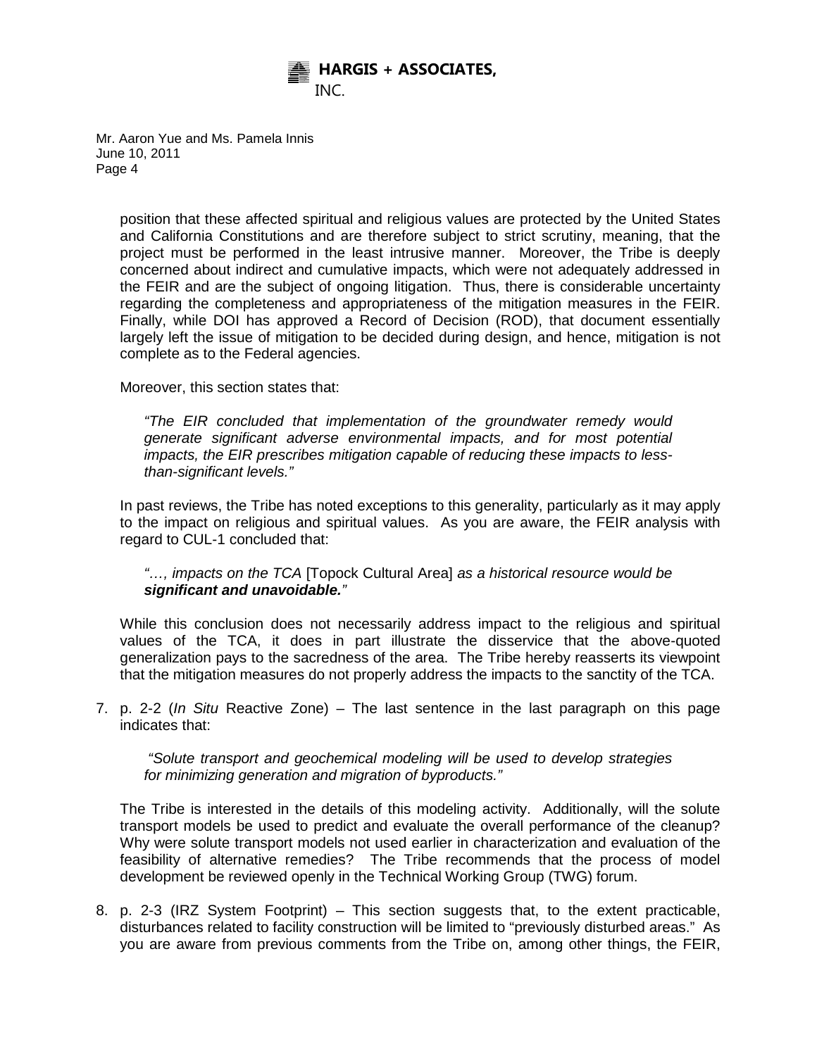position that these affected spiritual and religious values are protected by the United States and California Constitutions and are therefore subject to strict scrutiny, meaning, that the project must be performed in the least intrusive manner. Moreover, the Tribe is deeply concerned about indirect and cumulative impacts, which were not adequately addressed in the FEIR and are the subject of ongoing litigation. Thus, there is considerable uncertainty regarding the completeness and appropriateness of the mitigation measures in the FEIR. Finally, while DOI has approved a Record of Decision (ROD), that document essentially largely left the issue of mitigation to be decided during design, and hence, mitigation is not complete as to the Federal agencies.

Moreover, this section states that:

> *"The EIR concluded that implementation of the groundwater remedy would generate significant adverse environmental impacts, and for most potential impacts, the EIR prescribes mitigation capable of reducing these impacts to less-than-significant levels."*

In past reviews, the Tribe has noted exceptions to this generality, particularly as it may apply to the impact on religious and spiritual values. As you are aware, the FEIR analysis with regard to CUL-1 concluded that:

> *"…, impacts on the TCA* [Topock Cultural Area] *as a historical resource would be* ***significant and unavoidable.****"*

While this conclusion does not necessarily address impact to the religious and spiritual values of the TCA, it does in part illustrate the disservice that the above-quoted generalization pays to the sacredness of the area. The Tribe hereby reasserts its viewpoint that the mitigation measures do not properly address the impacts to the sanctity of the TCA.

7. p. 2-2 (*In Situ* Reactive Zone) – The last sentence in the last paragraph on this page indicates that:

   > *"Solute transport and geochemical modeling will be used to develop strategies for minimizing generation and migration of byproducts."*

   The Tribe is interested in the details of this modeling activity. Additionally, will the solute transport models be used to predict and evaluate the overall performance of the cleanup? Why were solute transport models not used earlier in characterization and evaluation of the feasibility of alternative remedies? The Tribe recommends that the process of model development be reviewed openly in the Technical Working Group (TWG) forum.

8. p. 2-3 (IRZ System Footprint) – This section suggests that, to the extent practicable, disturbances related to facility construction will be limited to "previously disturbed areas." As you are aware from previous comments from the Tribe on, among other things, the FEIR,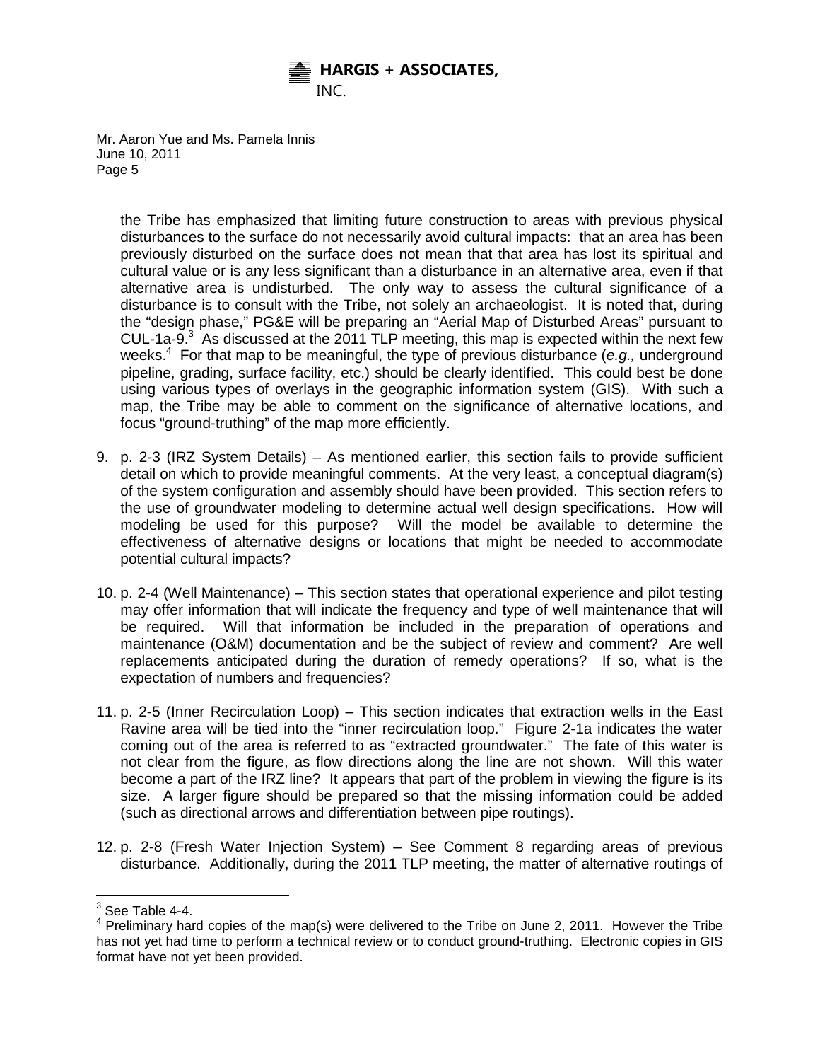the Tribe has emphasized that limiting future construction to areas with previous physical disturbances to the surface do not necessarily avoid cultural impacts: that an area has been previously disturbed on the surface does not mean that that area has lost its spiritual and cultural value or is any less significant than a disturbance in an alternative area, even if that alternative area is undisturbed. The only way to assess the cultural significance of a disturbance is to consult with the Tribe, not solely an archaeologist. It is noted that, during the "design phase," PG&E will be preparing an "Aerial Map of Disturbed Areas" pursuant to CUL-1a-9.[3] As discussed at the 2011 TLP meeting, this map is expected within the next few weeks.[4] For that map to be meaningful, the type of previous disturbance (*e.g.,* underground pipeline, grading, surface facility, etc.) should be clearly identified. This could best be done using various types of overlays in the geographic information system (GIS). With such a map, the Tribe may be able to comment on the significance of alternative locations, and focus "ground-truthing" of the map more efficiently.

9. p. 2-3 (IRZ System Details) – As mentioned earlier, this section fails to provide sufficient detail on which to provide meaningful comments. At the very least, a conceptual diagram(s) of the system configuration and assembly should have been provided. This section refers to the use of groundwater modeling to determine actual well design specifications. How will modeling be used for this purpose? Will the model be available to determine the effectiveness of alternative designs or locations that might be needed to accommodate potential cultural impacts?

10. p. 2-4 (Well Maintenance) – This section states that operational experience and pilot testing may offer information that will indicate the frequency and type of well maintenance that will be required. Will that information be included in the preparation of operations and maintenance (O&M) documentation and be the subject of review and comment? Are well replacements anticipated during the duration of remedy operations? If so, what is the expectation of numbers and frequencies?

11. p. 2-5 (Inner Recirculation Loop) – This section indicates that extraction wells in the East Ravine area will be tied into the "inner recirculation loop." Figure 2-1a indicates the water coming out of the area is referred to as "extracted groundwater." The fate of this water is not clear from the figure, as flow directions along the line are not shown. Will this water become a part of the IRZ line? It appears that part of the problem in viewing the figure is its size. A larger figure should be prepared so that the missing information could be added (such as directional arrows and differentiation between pipe routings).

12. p. 2-8 (Fresh Water Injection System) – See Comment 8 regarding areas of previous disturbance. Additionally, during the 2011 TLP meeting, the matter of alternative routings of

---

[3] See Table 4-4.

[4] Preliminary hard copies of the map(s) were delivered to the Tribe on June 2, 2011. However the Tribe has not yet had time to perform a technical review or to conduct ground-truthing. Electronic copies in GIS format have not yet been provided.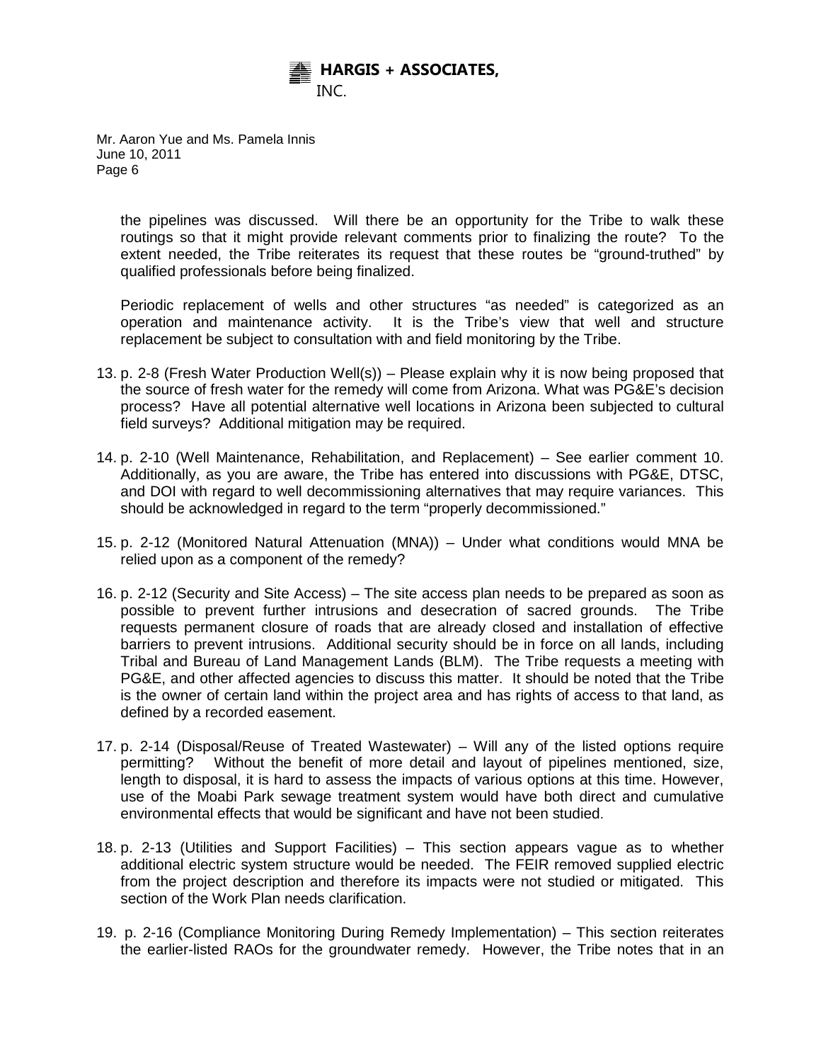the pipelines was discussed. Will there be an opportunity for the Tribe to walk these routings so that it might provide relevant comments prior to finalizing the route? To the extent needed, the Tribe reiterates its request that these routes be "ground-truthed" by qualified professionals before being finalized.

Periodic replacement of wells and other structures "as needed" is categorized as an operation and maintenance activity. It is the Tribe's view that well and structure replacement be subject to consultation with and field monitoring by the Tribe.

13. p. 2-8 (Fresh Water Production Well(s)) – Please explain why it is now being proposed that the source of fresh water for the remedy will come from Arizona. What was PG&E's decision process? Have all potential alternative well locations in Arizona been subjected to cultural field surveys? Additional mitigation may be required.

14. p. 2-10 (Well Maintenance, Rehabilitation, and Replacement) – See earlier comment 10. Additionally, as you are aware, the Tribe has entered into discussions with PG&E, DTSC, and DOI with regard to well decommissioning alternatives that may require variances. This should be acknowledged in regard to the term "properly decommissioned."

15. p. 2-12 (Monitored Natural Attenuation (MNA)) – Under what conditions would MNA be relied upon as a component of the remedy?

16. p. 2-12 (Security and Site Access) – The site access plan needs to be prepared as soon as possible to prevent further intrusions and desecration of sacred grounds. The Tribe requests permanent closure of roads that are already closed and installation of effective barriers to prevent intrusions. Additional security should be in force on all lands, including Tribal and Bureau of Land Management Lands (BLM). The Tribe requests a meeting with PG&E, and other affected agencies to discuss this matter. It should be noted that the Tribe is the owner of certain land within the project area and has rights of access to that land, as defined by a recorded easement.

17. p. 2-14 (Disposal/Reuse of Treated Wastewater) – Will any of the listed options require permitting? Without the benefit of more detail and layout of pipelines mentioned, size, length to disposal, it is hard to assess the impacts of various options at this time. However, use of the Moabi Park sewage treatment system would have both direct and cumulative environmental effects that would be significant and have not been studied.

18. p. 2-13 (Utilities and Support Facilities) – This section appears vague as to whether additional electric system structure would be needed. The FEIR removed supplied electric from the project description and therefore its impacts were not studied or mitigated. This section of the Work Plan needs clarification.

19. p. 2-16 (Compliance Monitoring During Remedy Implementation) – This section reiterates the earlier-listed RAOs for the groundwater remedy. However, the Tribe notes that in an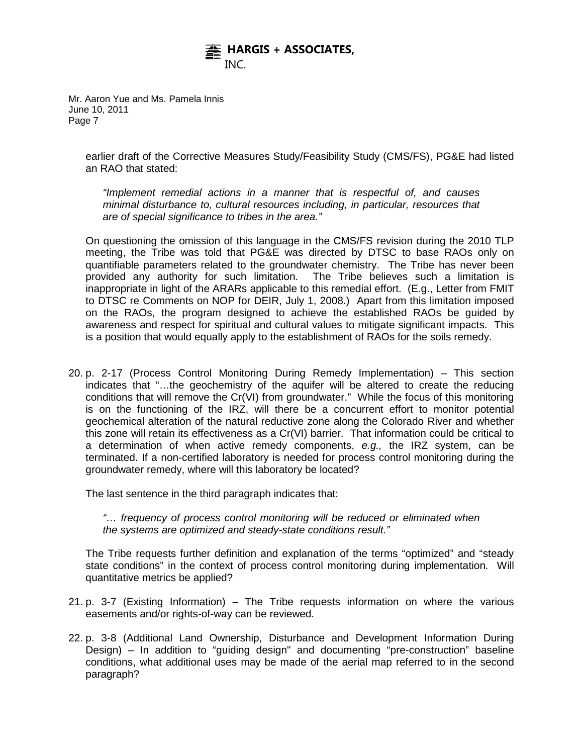earlier draft of the Corrective Measures Study/Feasibility Study (CMS/FS), PG&E had listed an RAO that stated:

> *"Implement remedial actions in a manner that is respectful of, and causes minimal disturbance to, cultural resources including, in particular, resources that are of special significance to tribes in the area."*

On questioning the omission of this language in the CMS/FS revision during the 2010 TLP meeting, the Tribe was told that PG&E was directed by DTSC to base RAOs only on quantifiable parameters related to the groundwater chemistry. The Tribe has never been provided any authority for such limitation. The Tribe believes such a limitation is inappropriate in light of the ARARs applicable to this remedial effort. (E.g., Letter from FMIT to DTSC re Comments on NOP for DEIR, July 1, 2008.) Apart from this limitation imposed on the RAOs, the program designed to achieve the established RAOs be guided by awareness and respect for spiritual and cultural values to mitigate significant impacts. This is a position that would equally apply to the establishment of RAOs for the soils remedy.

20. p. 2-17 (Process Control Monitoring During Remedy Implementation) – This section indicates that "…the geochemistry of the aquifer will be altered to create the reducing conditions that will remove the Cr(VI) from groundwater." While the focus of this monitoring is on the functioning of the IRZ, will there be a concurrent effort to monitor potential geochemical alteration of the natural reductive zone along the Colorado River and whether this zone will retain its effectiveness as a Cr(VI) barrier. That information could be critical to a determination of when active remedy components, *e.g.,* the IRZ system, can be terminated. If a non-certified laboratory is needed for process control monitoring during the groundwater remedy, where will this laboratory be located?

    The last sentence in the third paragraph indicates that:

    > *"… frequency of process control monitoring will be reduced or eliminated when the systems are optimized and steady-state conditions result."*

    The Tribe requests further definition and explanation of the terms "optimized" and "steady state conditions" in the context of process control monitoring during implementation. Will quantitative metrics be applied?

21. p. 3-7 (Existing Information) – The Tribe requests information on where the various easements and/or rights-of-way can be reviewed.

22. p. 3-8 (Additional Land Ownership, Disturbance and Development Information During Design) – In addition to "guiding design" and documenting "pre-construction" baseline conditions, what additional uses may be made of the aerial map referred to in the second paragraph?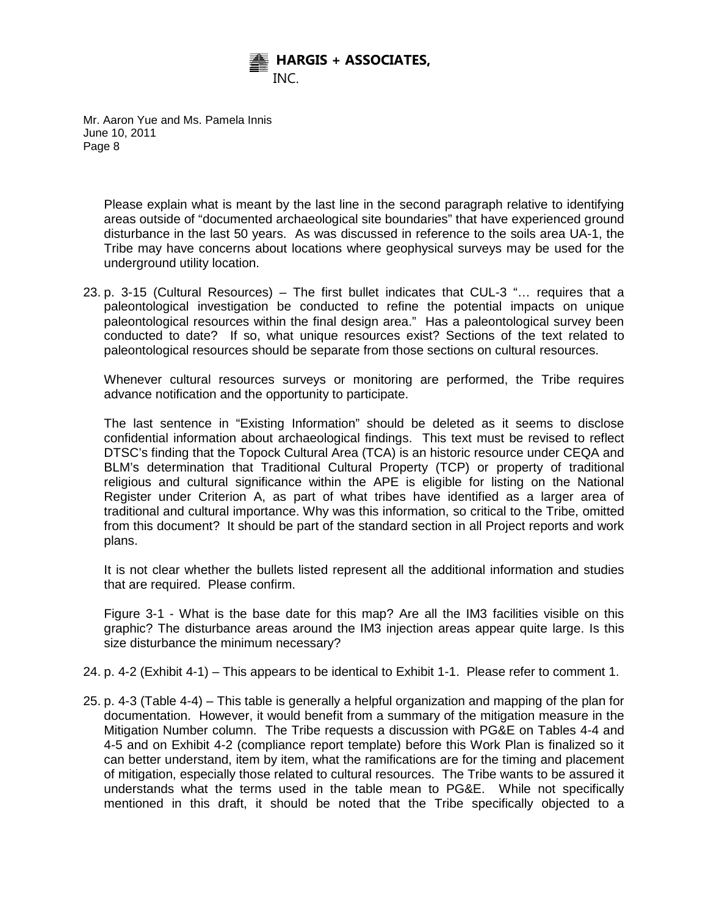Please explain what is meant by the last line in the second paragraph relative to identifying areas outside of "documented archaeological site boundaries" that have experienced ground disturbance in the last 50 years. As was discussed in reference to the soils area UA-1, the Tribe may have concerns about locations where geophysical surveys may be used for the underground utility location.

23. p. 3-15 (Cultural Resources) – The first bullet indicates that CUL-3 "… requires that a paleontological investigation be conducted to refine the potential impacts on unique paleontological resources within the final design area." Has a paleontological survey been conducted to date? If so, what unique resources exist? Sections of the text related to paleontological resources should be separate from those sections on cultural resources.

    Whenever cultural resources surveys or monitoring are performed, the Tribe requires advance notification and the opportunity to participate.

    The last sentence in "Existing Information" should be deleted as it seems to disclose confidential information about archaeological findings. This text must be revised to reflect DTSC's finding that the Topock Cultural Area (TCA) is an historic resource under CEQA and BLM's determination that Traditional Cultural Property (TCP) or property of traditional religious and cultural significance within the APE is eligible for listing on the National Register under Criterion A, as part of what tribes have identified as a larger area of traditional and cultural importance. Why was this information, so critical to the Tribe, omitted from this document? It should be part of the standard section in all Project reports and work plans.

    It is not clear whether the bullets listed represent all the additional information and studies that are required. Please confirm.

    Figure 3-1 - What is the base date for this map? Are all the IM3 facilities visible on this graphic? The disturbance areas around the IM3 injection areas appear quite large. Is this size disturbance the minimum necessary?

24. p. 4-2 (Exhibit 4-1) – This appears to be identical to Exhibit 1-1. Please refer to comment 1.

25. p. 4-3 (Table 4-4) – This table is generally a helpful organization and mapping of the plan for documentation. However, it would benefit from a summary of the mitigation measure in the Mitigation Number column. The Tribe requests a discussion with PG&E on Tables 4-4 and 4-5 and on Exhibit 4-2 (compliance report template) before this Work Plan is finalized so it can better understand, item by item, what the ramifications are for the timing and placement of mitigation, especially those related to cultural resources. The Tribe wants to be assured it understands what the terms used in the table mean to PG&E. While not specifically mentioned in this draft, it should be noted that the Tribe specifically objected to a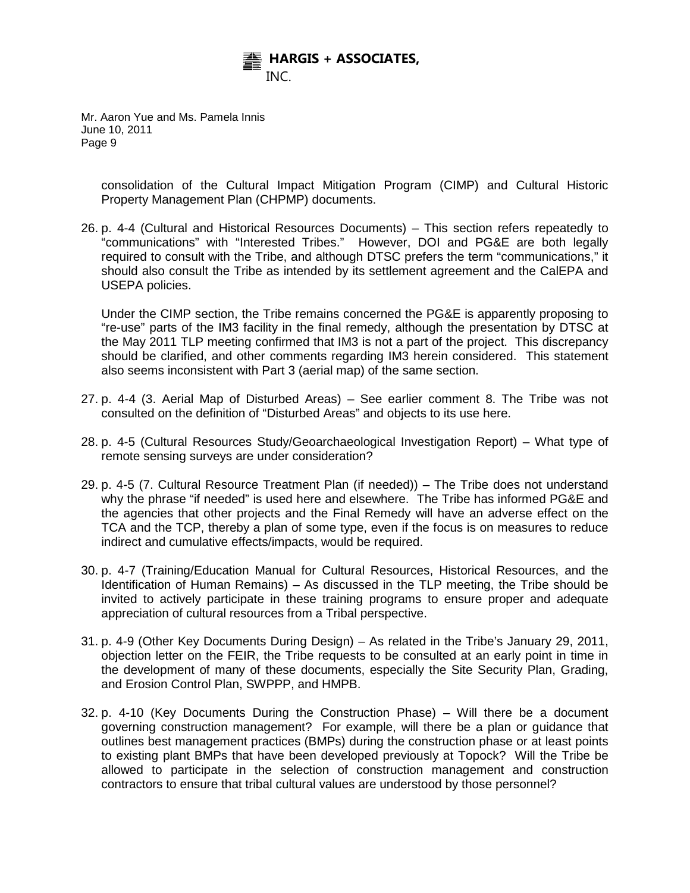consolidation of the Cultural Impact Mitigation Program (CIMP) and Cultural Historic Property Management Plan (CHPMP) documents.

26. p. 4-4 (Cultural and Historical Resources Documents) – This section refers repeatedly to "communications" with "Interested Tribes." However, DOI and PG&E are both legally required to consult with the Tribe, and although DTSC prefers the term "communications," it should also consult the Tribe as intended by its settlement agreement and the CalEPA and USEPA policies.

    Under the CIMP section, the Tribe remains concerned the PG&E is apparently proposing to "re-use" parts of the IM3 facility in the final remedy, although the presentation by DTSC at the May 2011 TLP meeting confirmed that IM3 is not a part of the project. This discrepancy should be clarified, and other comments regarding IM3 herein considered. This statement also seems inconsistent with Part 3 (aerial map) of the same section.

27. p. 4-4 (3. Aerial Map of Disturbed Areas) – See earlier comment 8. The Tribe was not consulted on the definition of "Disturbed Areas" and objects to its use here.

28. p. 4-5 (Cultural Resources Study/Geoarchaeological Investigation Report) – What type of remote sensing surveys are under consideration?

29. p. 4-5 (7. Cultural Resource Treatment Plan (if needed)) – The Tribe does not understand why the phrase "if needed" is used here and elsewhere. The Tribe has informed PG&E and the agencies that other projects and the Final Remedy will have an adverse effect on the TCA and the TCP, thereby a plan of some type, even if the focus is on measures to reduce indirect and cumulative effects/impacts, would be required.

30. p. 4-7 (Training/Education Manual for Cultural Resources, Historical Resources, and the Identification of Human Remains) – As discussed in the TLP meeting, the Tribe should be invited to actively participate in these training programs to ensure proper and adequate appreciation of cultural resources from a Tribal perspective.

31. p. 4-9 (Other Key Documents During Design) – As related in the Tribe's January 29, 2011, objection letter on the FEIR, the Tribe requests to be consulted at an early point in time in the development of many of these documents, especially the Site Security Plan, Grading, and Erosion Control Plan, SWPPP, and HMPB.

32. p. 4-10 (Key Documents During the Construction Phase) – Will there be a document governing construction management? For example, will there be a plan or guidance that outlines best management practices (BMPs) during the construction phase or at least points to existing plant BMPs that have been developed previously at Topock? Will the Tribe be allowed to participate in the selection of construction management and construction contractors to ensure that tribal cultural values are understood by those personnel?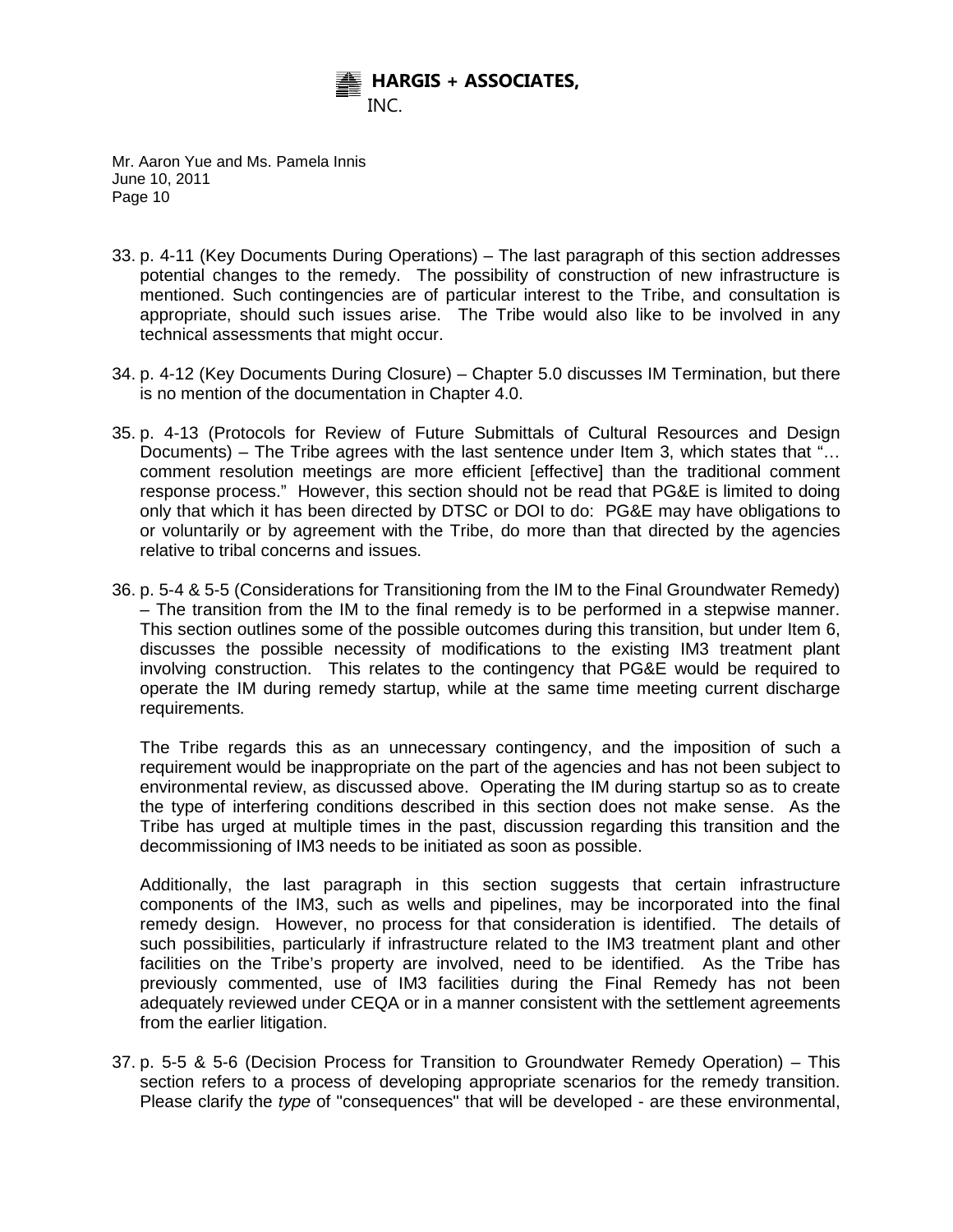33. p. 4-11 (Key Documents During Operations) – The last paragraph of this section addresses potential changes to the remedy. The possibility of construction of new infrastructure is mentioned. Such contingencies are of particular interest to the Tribe, and consultation is appropriate, should such issues arise. The Tribe would also like to be involved in any technical assessments that might occur.

34. p. 4-12 (Key Documents During Closure) – Chapter 5.0 discusses IM Termination, but there is no mention of the documentation in Chapter 4.0.

35. p. 4-13 (Protocols for Review of Future Submittals of Cultural Resources and Design Documents) – The Tribe agrees with the last sentence under Item 3, which states that "… comment resolution meetings are more efficient [effective] than the traditional comment response process." However, this section should not be read that PG&E is limited to doing only that which it has been directed by DTSC or DOI to do: PG&E may have obligations to or voluntarily or by agreement with the Tribe, do more than that directed by the agencies relative to tribal concerns and issues.

36. p. 5-4 & 5-5 (Considerations for Transitioning from the IM to the Final Groundwater Remedy) – The transition from the IM to the final remedy is to be performed in a stepwise manner. This section outlines some of the possible outcomes during this transition, but under Item 6, discusses the possible necessity of modifications to the existing IM3 treatment plant involving construction. This relates to the contingency that PG&E would be required to operate the IM during remedy startup, while at the same time meeting current discharge requirements.

   The Tribe regards this as an unnecessary contingency, and the imposition of such a requirement would be inappropriate on the part of the agencies and has not been subject to environmental review, as discussed above. Operating the IM during startup so as to create the type of interfering conditions described in this section does not make sense. As the Tribe has urged at multiple times in the past, discussion regarding this transition and the decommissioning of IM3 needs to be initiated as soon as possible.

   Additionally, the last paragraph in this section suggests that certain infrastructure components of the IM3, such as wells and pipelines, may be incorporated into the final remedy design. However, no process for that consideration is identified. The details of such possibilities, particularly if infrastructure related to the IM3 treatment plant and other facilities on the Tribe's property are involved, need to be identified. As the Tribe has previously commented, use of IM3 facilities during the Final Remedy has not been adequately reviewed under CEQA or in a manner consistent with the settlement agreements from the earlier litigation.

37. p. 5-5 & 5-6 (Decision Process for Transition to Groundwater Remedy Operation) – This section refers to a process of developing appropriate scenarios for the remedy transition. Please clarify the *type* of "consequences" that will be developed - are these environmental,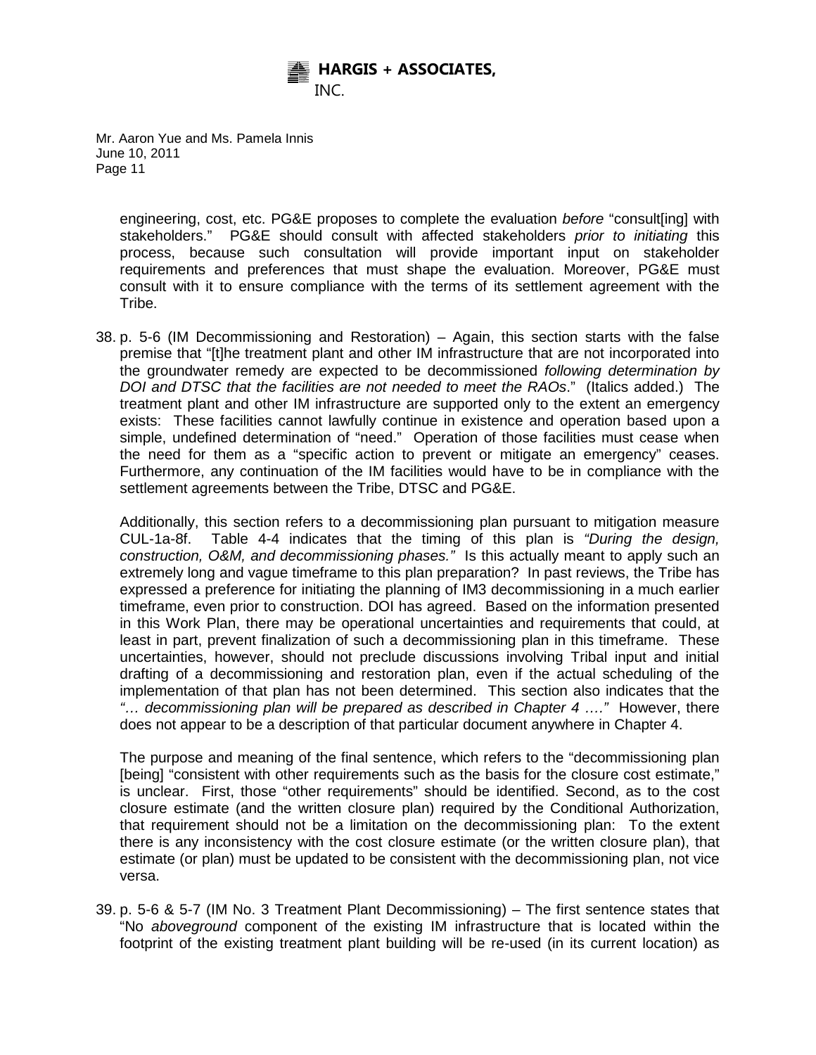engineering, cost, etc. PG&E proposes to complete the evaluation *before* "consult[ing] with stakeholders." PG&E should consult with affected stakeholders *prior to initiating* this process, because such consultation will provide important input on stakeholder requirements and preferences that must shape the evaluation. Moreover, PG&E must consult with it to ensure compliance with the terms of its settlement agreement with the Tribe.

38. p. 5-6 (IM Decommissioning and Restoration) – Again, this section starts with the false premise that "[t]he treatment plant and other IM infrastructure that are not incorporated into the groundwater remedy are expected to be decommissioned *following determination by DOI and DTSC that the facilities are not needed to meet the RAOs*." (Italics added.) The treatment plant and other IM infrastructure are supported only to the extent an emergency exists: These facilities cannot lawfully continue in existence and operation based upon a simple, undefined determination of "need." Operation of those facilities must cease when the need for them as a "specific action to prevent or mitigate an emergency" ceases. Furthermore, any continuation of the IM facilities would have to be in compliance with the settlement agreements between the Tribe, DTSC and PG&E.

    Additionally, this section refers to a decommissioning plan pursuant to mitigation measure CUL-1a-8f. Table 4-4 indicates that the timing of this plan is *"During the design, construction, O&M, and decommissioning phases."* Is this actually meant to apply such an extremely long and vague timeframe to this plan preparation? In past reviews, the Tribe has expressed a preference for initiating the planning of IM3 decommissioning in a much earlier timeframe, even prior to construction. DOI has agreed. Based on the information presented in this Work Plan, there may be operational uncertainties and requirements that could, at least in part, prevent finalization of such a decommissioning plan in this timeframe. These uncertainties, however, should not preclude discussions involving Tribal input and initial drafting of a decommissioning and restoration plan, even if the actual scheduling of the implementation of that plan has not been determined. This section also indicates that the *"… decommissioning plan will be prepared as described in Chapter 4 …."* However, there does not appear to be a description of that particular document anywhere in Chapter 4.

    The purpose and meaning of the final sentence, which refers to the "decommissioning plan [being] "consistent with other requirements such as the basis for the closure cost estimate," is unclear. First, those "other requirements" should be identified. Second, as to the cost closure estimate (and the written closure plan) required by the Conditional Authorization, that requirement should not be a limitation on the decommissioning plan: To the extent there is any inconsistency with the cost closure estimate (or the written closure plan), that estimate (or plan) must be updated to be consistent with the decommissioning plan, not vice versa.

39. p. 5-6 & 5-7 (IM No. 3 Treatment Plant Decommissioning) – The first sentence states that "No *aboveground* component of the existing IM infrastructure that is located within the footprint of the existing treatment plant building will be re-used (in its current location) as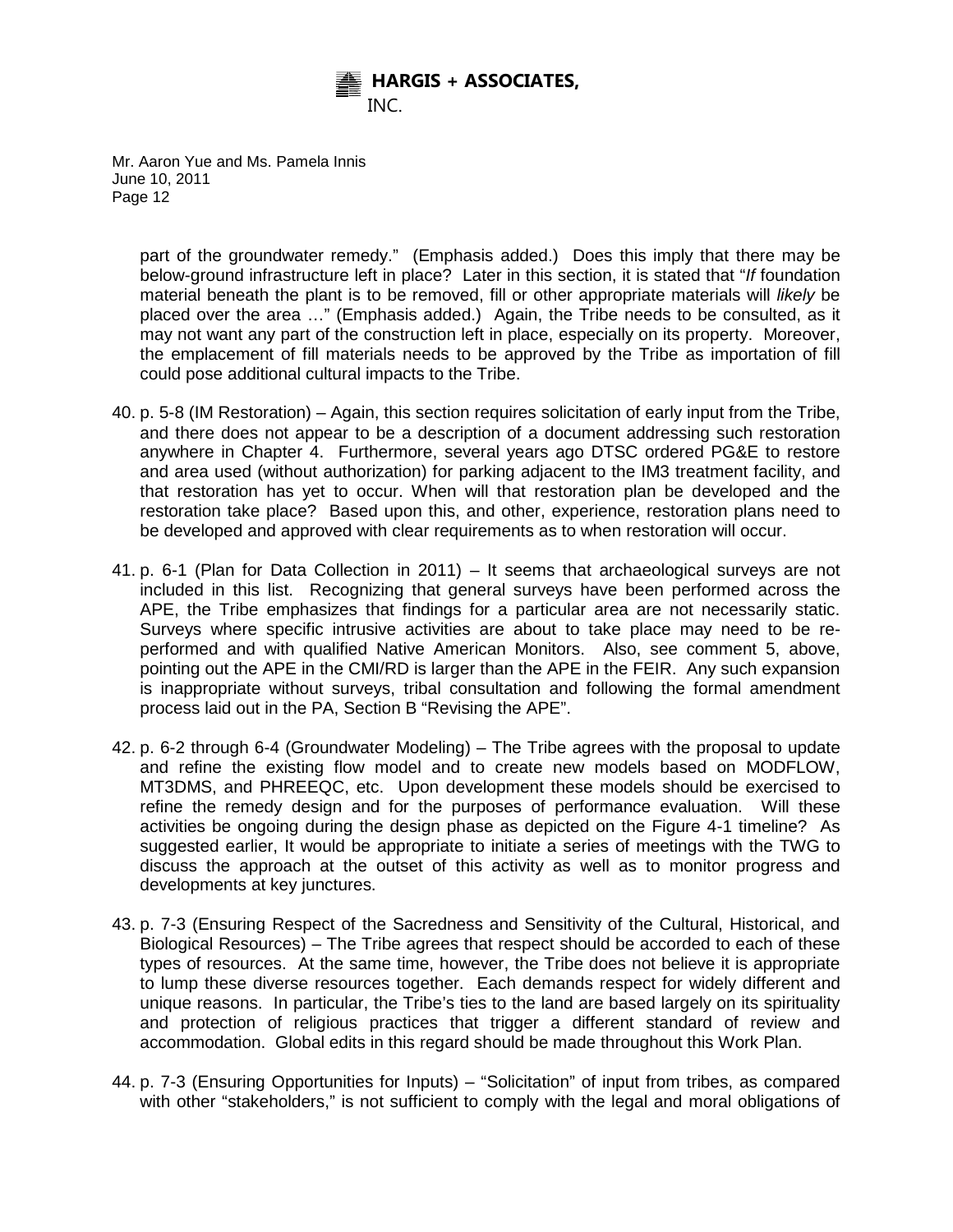part of the groundwater remedy." (Emphasis added.) Does this imply that there may be below-ground infrastructure left in place? Later in this section, it is stated that "*If* foundation material beneath the plant is to be removed, fill or other appropriate materials will *likely* be placed over the area …" (Emphasis added.) Again, the Tribe needs to be consulted, as it may not want any part of the construction left in place, especially on its property. Moreover, the emplacement of fill materials needs to be approved by the Tribe as importation of fill could pose additional cultural impacts to the Tribe.

40. p. 5-8 (IM Restoration) – Again, this section requires solicitation of early input from the Tribe, and there does not appear to be a description of a document addressing such restoration anywhere in Chapter 4. Furthermore, several years ago DTSC ordered PG&E to restore and area used (without authorization) for parking adjacent to the IM3 treatment facility, and that restoration has yet to occur. When will that restoration plan be developed and the restoration take place? Based upon this, and other, experience, restoration plans need to be developed and approved with clear requirements as to when restoration will occur.

41. p. 6-1 (Plan for Data Collection in 2011) – It seems that archaeological surveys are not included in this list. Recognizing that general surveys have been performed across the APE, the Tribe emphasizes that findings for a particular area are not necessarily static. Surveys where specific intrusive activities are about to take place may need to be re-performed and with qualified Native American Monitors. Also, see comment 5, above, pointing out the APE in the CMI/RD is larger than the APE in the FEIR. Any such expansion is inappropriate without surveys, tribal consultation and following the formal amendment process laid out in the PA, Section B "Revising the APE".

42. p. 6-2 through 6-4 (Groundwater Modeling) – The Tribe agrees with the proposal to update and refine the existing flow model and to create new models based on MODFLOW, MT3DMS, and PHREEQC, etc. Upon development these models should be exercised to refine the remedy design and for the purposes of performance evaluation. Will these activities be ongoing during the design phase as depicted on the Figure 4-1 timeline? As suggested earlier, It would be appropriate to initiate a series of meetings with the TWG to discuss the approach at the outset of this activity as well as to monitor progress and developments at key junctures.

43. p. 7-3 (Ensuring Respect of the Sacredness and Sensitivity of the Cultural, Historical, and Biological Resources) – The Tribe agrees that respect should be accorded to each of these types of resources. At the same time, however, the Tribe does not believe it is appropriate to lump these diverse resources together. Each demands respect for widely different and unique reasons. In particular, the Tribe's ties to the land are based largely on its spirituality and protection of religious practices that trigger a different standard of review and accommodation. Global edits in this regard should be made throughout this Work Plan.

44. p. 7-3 (Ensuring Opportunities for Inputs) – "Solicitation" of input from tribes, as compared with other "stakeholders," is not sufficient to comply with the legal and moral obligations of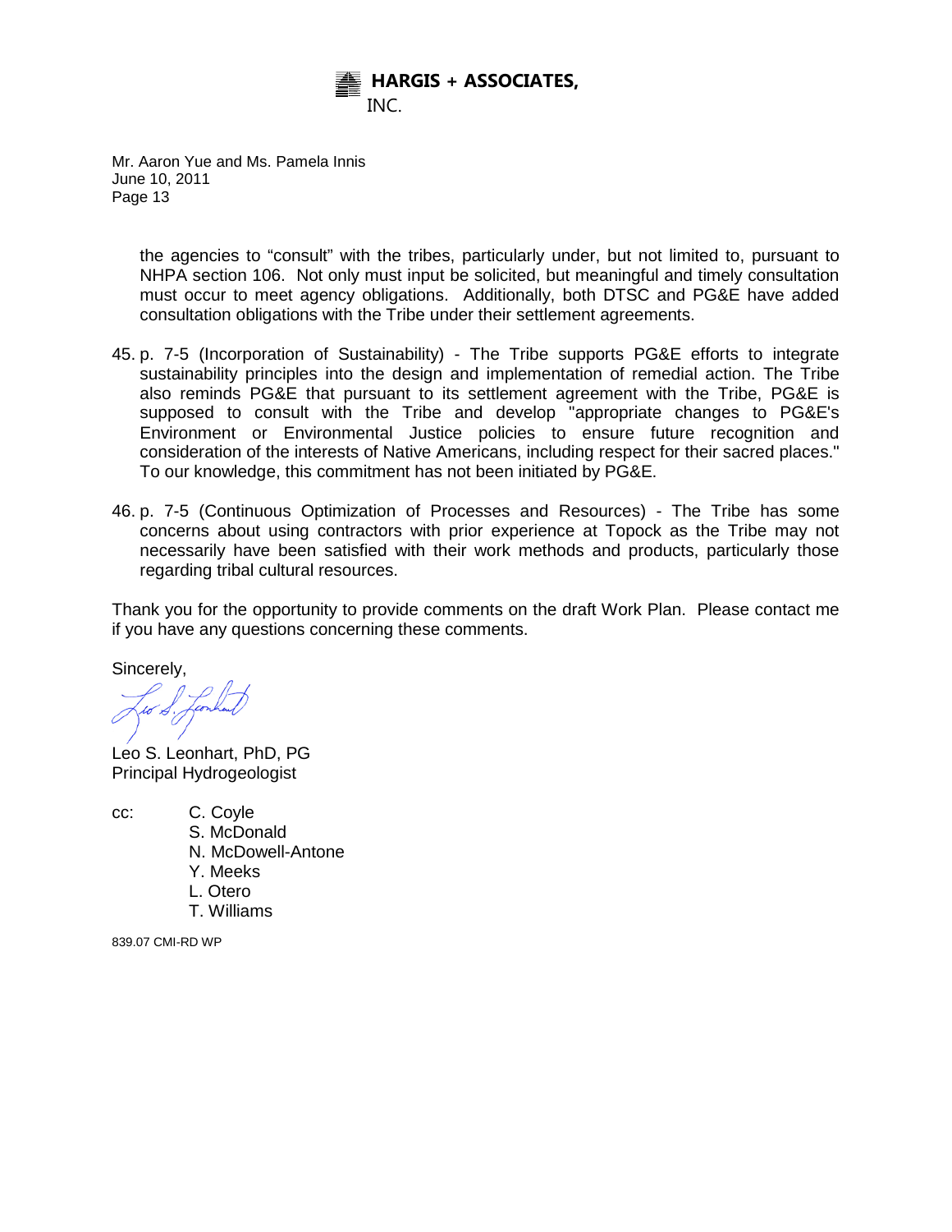the agencies to "consult" with the tribes, particularly under, but not limited to, pursuant to NHPA section 106. Not only must input be solicited, but meaningful and timely consultation must occur to meet agency obligations. Additionally, both DTSC and PG&E have added consultation obligations with the Tribe under their settlement agreements.

45. p. 7-5 (Incorporation of Sustainability) - The Tribe supports PG&E efforts to integrate sustainability principles into the design and implementation of remedial action. The Tribe also reminds PG&E that pursuant to its settlement agreement with the Tribe, PG&E is supposed to consult with the Tribe and develop "appropriate changes to PG&E's Environment or Environmental Justice policies to ensure future recognition and consideration of the interests of Native Americans, including respect for their sacred places." To our knowledge, this commitment has not been initiated by PG&E.

46. p. 7-5 (Continuous Optimization of Processes and Resources) - The Tribe has some concerns about using contractors with prior experience at Topock as the Tribe may not necessarily have been satisfied with their work methods and products, particularly those regarding tribal cultural resources.

Thank you for the opportunity to provide comments on the draft Work Plan. Please contact me if you have any questions concerning these comments.

Sincerely,

Leo S. Leonhart, PhD, PG
Principal Hydrogeologist

cc: C. Coyle
S. McDonald
N. McDowell-Antone
Y. Meeks
L. Otero
T. Williams

839.07 CMI-RD WP